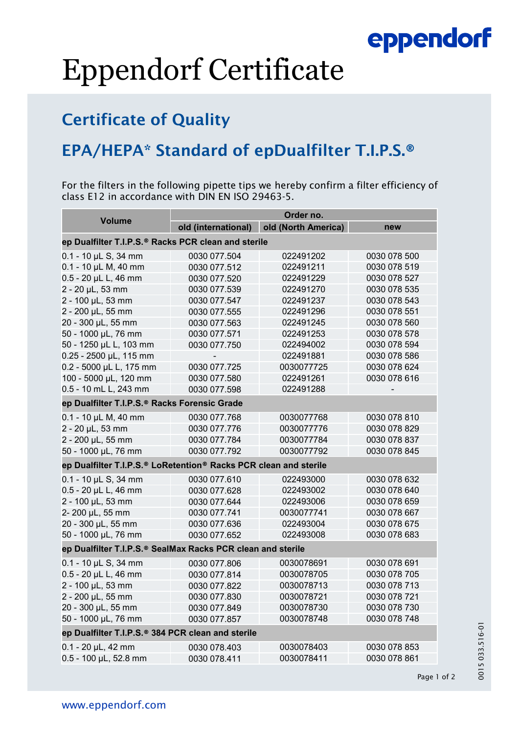eppendorf

# Eppendorf Certificate

## Certificate of Quality

## EPA/HEPA* Standard of epDualfilter T.I.P.S.®

For the filters in the following pipette tips we hereby confirm a filter efficiency of class E12 in accordance with DIN EN ISO 29463-5.

| Volume | Order no. | | |
|---|---|---|---|
| | old (international) | old (North America) | new |
| **ep Dualfilter T.I.P.S.® Racks PCR clean and sterile** | | | |
| 0.1 - 10 µL S, 34 mm | 0030 077.504 | 022491202 | 0030 078 500 |
| 0.1 - 10 µL M, 40 mm | 0030 077.512 | 022491211 | 0030 078 519 |
| 0.5 - 20 µL L, 46 mm | 0030 077.520 | 022491229 | 0030 078 527 |
| 2 - 20 µL, 53 mm | 0030 077.539 | 022491270 | 0030 078 535 |
| 2 - 100 µL, 53 mm | 0030 077.547 | 022491237 | 0030 078 543 |
| 2 - 200 µL, 55 mm | 0030 077.555 | 022491296 | 0030 078 551 |
| 20 - 300 µL, 55 mm | 0030 077.563 | 022491245 | 0030 078 560 |
| 50 - 1000 µL, 76 mm | 0030 077.571 | 022491253 | 0030 078 578 |
| 50 - 1250 µL L, 103 mm | 0030 077.750 | 022494002 | 0030 078 594 |
| 0.25 - 2500 µL, 115 mm | - | 022491881 | 0030 078 586 |
| 0.2 - 5000 µL L, 175 mm | 0030 077.725 | 0030077725 | 0030 078 624 |
| 100 - 5000 µL, 120 mm | 0030 077.580 | 022491261 | 0030 078 616 |
| 0.5 - 10 mL L, 243 mm | 0030 077.598 | 022491288 | - |
| **ep Dualfilter T.I.P.S.® Racks Forensic Grade** | | | |
| 0.1 - 10 µL M, 40 mm | 0030 077.768 | 0030077768 | 0030 078 810 |
| 2 - 20 µL, 53 mm | 0030 077.776 | 0030077776 | 0030 078 829 |
| 2 - 200 µL, 55 mm | 0030 077.784 | 0030077784 | 0030 078 837 |
| 50 - 1000 µL, 76 mm | 0030 077.792 | 0030077792 | 0030 078 845 |
| **ep Dualfilter T.I.P.S.® LoRetention® Racks PCR clean and sterile** | | | |
| 0.1 - 10 µL S, 34 mm | 0030 077.610 | 022493000 | 0030 078 632 |
| 0.5 - 20 µL L, 46 mm | 0030 077.628 | 022493002 | 0030 078 640 |
| 2 - 100 µL, 53 mm | 0030 077.644 | 022493006 | 0030 078 659 |
| 2- 200 µL, 55 mm | 0030 077.741 | 0030077741 | 0030 078 667 |
| 20 - 300 µL, 55 mm | 0030 077.636 | 022493004 | 0030 078 675 |
| 50 - 1000 µL, 76 mm | 0030 077.652 | 022493008 | 0030 078 683 |
| **ep Dualfilter T.I.P.S.® SealMax Racks PCR clean and sterile** | | | |
| 0.1 - 10 µL S, 34 mm | 0030 077.806 | 0030078691 | 0030 078 691 |
| 0.5 - 20 µL L, 46 mm | 0030 077.814 | 0030078705 | 0030 078 705 |
| 2 - 100 µL, 53 mm | 0030 077.822 | 0030078713 | 0030 078 713 |
| 2 - 200 µL, 55 mm | 0030 077.830 | 0030078721 | 0030 078 721 |
| 20 - 300 µL, 55 mm | 0030 077.849 | 0030078730 | 0030 078 730 |
| 50 - 1000 µL, 76 mm | 0030 077.857 | 0030078748 | 0030 078 748 |
| **ep Dualfilter T.I.P.S.® 384 PCR clean and sterile** | | | |
| 0.1 - 20 µL, 42 mm | 0030 078.403 | 0030078403 | 0030 078 853 |
| 0.5 - 100 µL, 52.8 mm | 0030 078.411 | 0030078411 | 0030 078 861 |

0015 033.516-01

www.eppendorf.com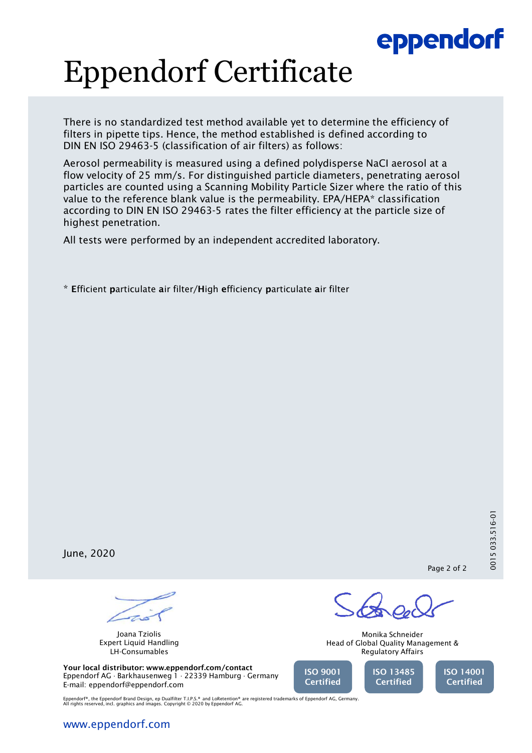# Eppendorf Certificate

There is no standardized test method available yet to determine the efficiency of filters in pipette tips. Hence, the method established is defined according to DIN EN ISO 29463-5 (classification of air filters) as follows:

Aerosol permeability is measured using a defined polydisperse NaCI aerosol at a flow velocity of 25 mm/s. For distinguished particle diameters, penetrating aerosol particles are counted using a Scanning Mobility Particle Sizer where the ratio of this value to the reference blank value is the permeability. EPA/HEPA* classification according to DIN EN ISO 29463-5 rates the filter efficiency at the particle size of highest penetration.

All tests were performed by an independent accredited laboratory.

\* **E**fficient **p**articulate **a**ir filter/**H**igh **e**fficiency **p**articulate **a**ir filter

June, 2020

0015 033.516-01

Joana Tziolis
Expert Liquid Handling
LH-Consumables

Monika Schneider
Head of Global Quality Management & Regulatory Affairs

**Your local distributor: www.eppendorf.com/contact**
Eppendorf AG · Barkhausenweg 1 · 22339 Hamburg · Germany
E-mail: eppendorf@eppendorf.com

ISO 9001 Certified

ISO 13485 Certified

ISO 14001 Certified

Eppendorf®, the Eppendorf Brand Design, ep Dualfilter T.I.P.S.® and LoRetention® are registered trademarks of Eppendorf AG, Germany.
All rights reserved, incl. graphics and images. Copyright © 2020 by Eppendorf AG.

www.eppendorf.com